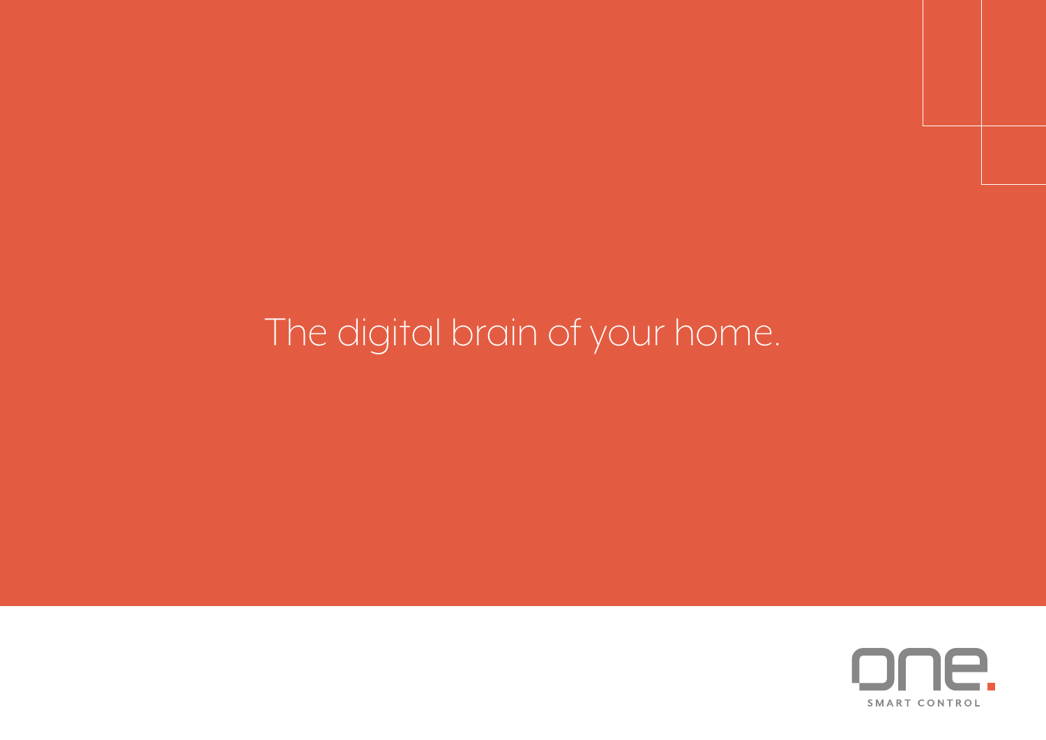# The digital brain of your home.

one.

SMART CONTROL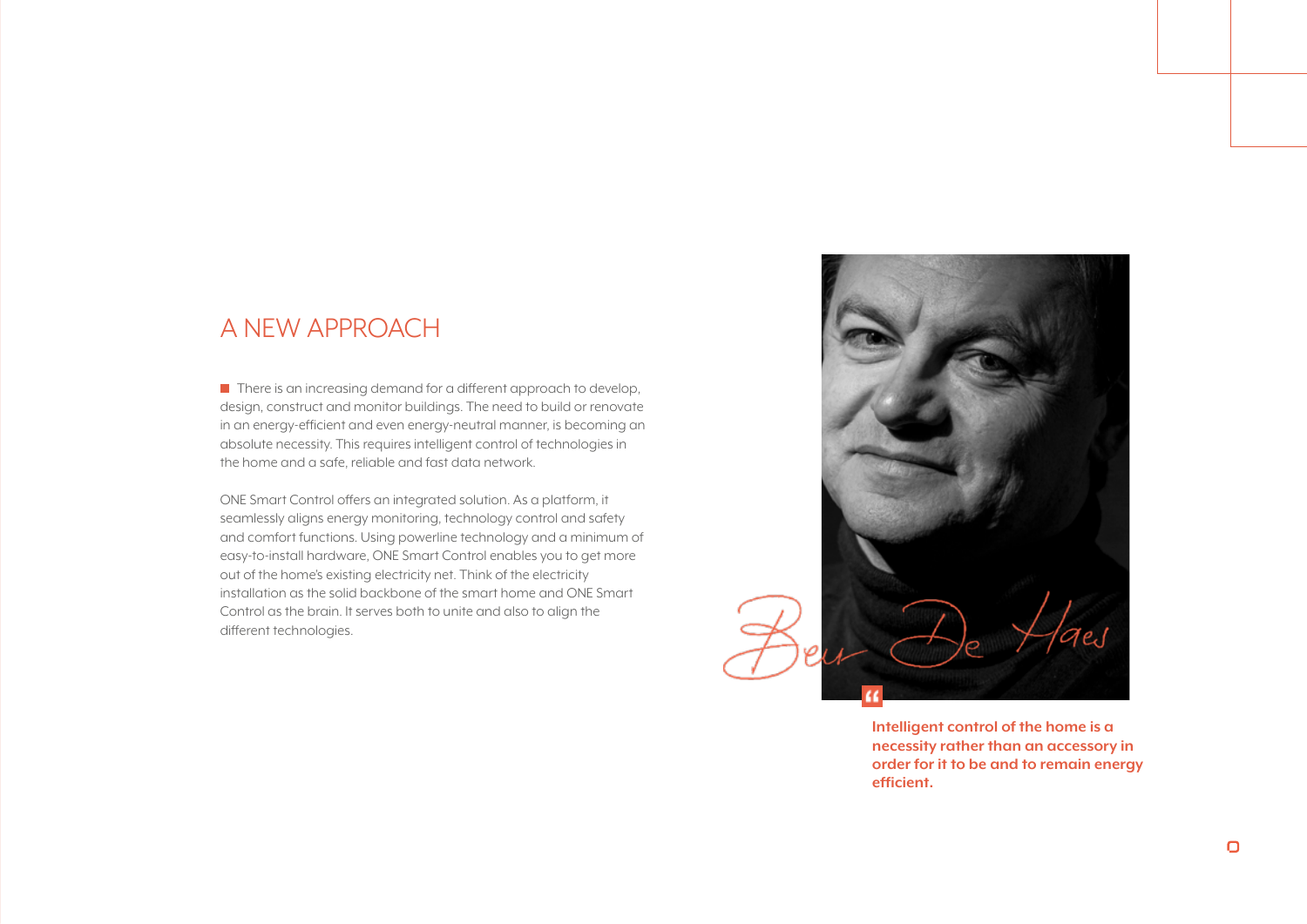## A NEW APPROACH

There is an increasing demand for a different approach to develop, design, construct and monitor buildings. The need to build or renovate in an energy-efficient and even energy-neutral manner, is becoming an absolute necessity. This requires intelligent control of technologies in the home and a safe, reliable and fast data network.

ONE Smart Control offers an integrated solution. As a platform, it seamlessly aligns energy monitoring, technology control and safety and comfort functions. Using powerline technology and a minimum of easy-to-install hardware, ONE Smart Control enables you to get more out of the home's existing electricity net. Think of the electricity installation as the solid backbone of the smart home and ONE Smart Control as the brain. It serves both to unite and also to align the different technologies.

Ben De Haes

**Intelligent control of the home is a necessity rather than an accessory in order for it to be and to remain energy efficient.**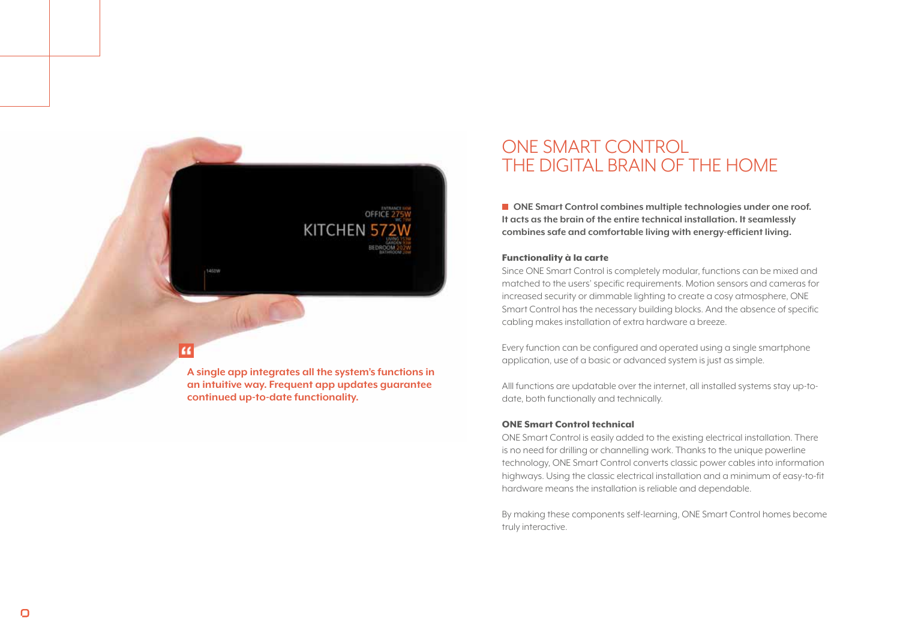A single app integrates all the system's functions in an intuitive way. Frequent app updates guarantee continued up-to-date functionality.

# ONE SMART CONTROL THE DIGITAL BRAIN OF THE HOME

**ONE Smart Control combines multiple technologies under one roof. It acts as the brain of the entire technical installation. It seamlessly combines safe and comfortable living with energy-efficient living.**

### Functionality à la carte

Since ONE Smart Control is completely modular, functions can be mixed and matched to the users' specific requirements. Motion sensors and cameras for increased security or dimmable lighting to create a cosy atmosphere, ONE Smart Control has the necessary building blocks. And the absence of specific cabling makes installation of extra hardware a breeze.

Every function can be configured and operated using a single smartphone application, use of a basic or advanced system is just as simple.

Alll functions are updatable over the internet, all installed systems stay up-to-date, both functionally and technically.

### ONE Smart Control technical

ONE Smart Control is easily added to the existing electrical installation. There is no need for drilling or channelling work. Thanks to the unique powerline technology, ONE Smart Control converts classic power cables into information highways. Using the classic electrical installation and a minimum of easy-to-fit hardware means the installation is reliable and dependable.

By making these components self-learning, ONE Smart Control homes become truly interactive.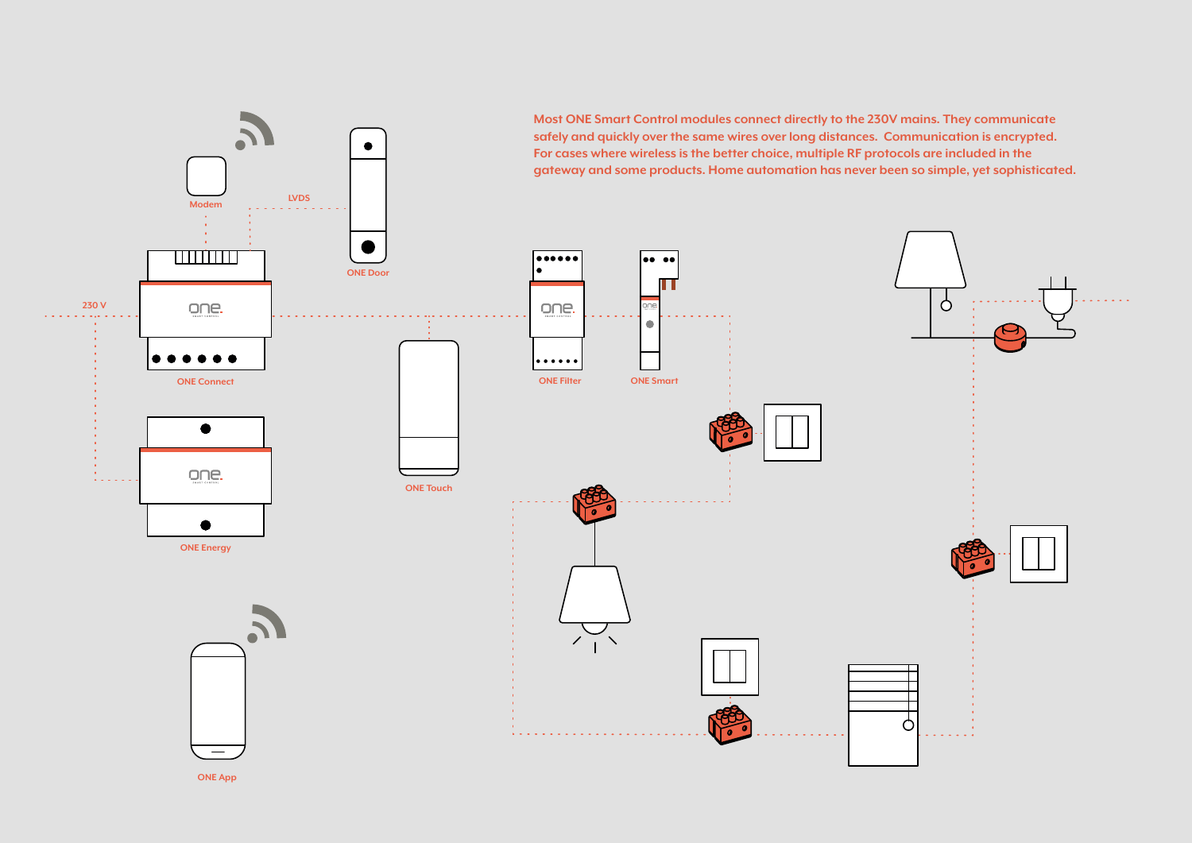Most ONE Smart Control modules connect directly to the 230V mains. They communicate safely and quickly over the same wires over long distances. Communication is encrypted. For cases where wireless is the better choice, multiple RF protocols are included in the gateway and some products. Home automation has never been so simple, yet sophisticated.

Modem

LVDS

ONE Door

230 V

ONE Connect

ONE Energy

ONE Touch

ONE Filter

ONE Smart

ONE App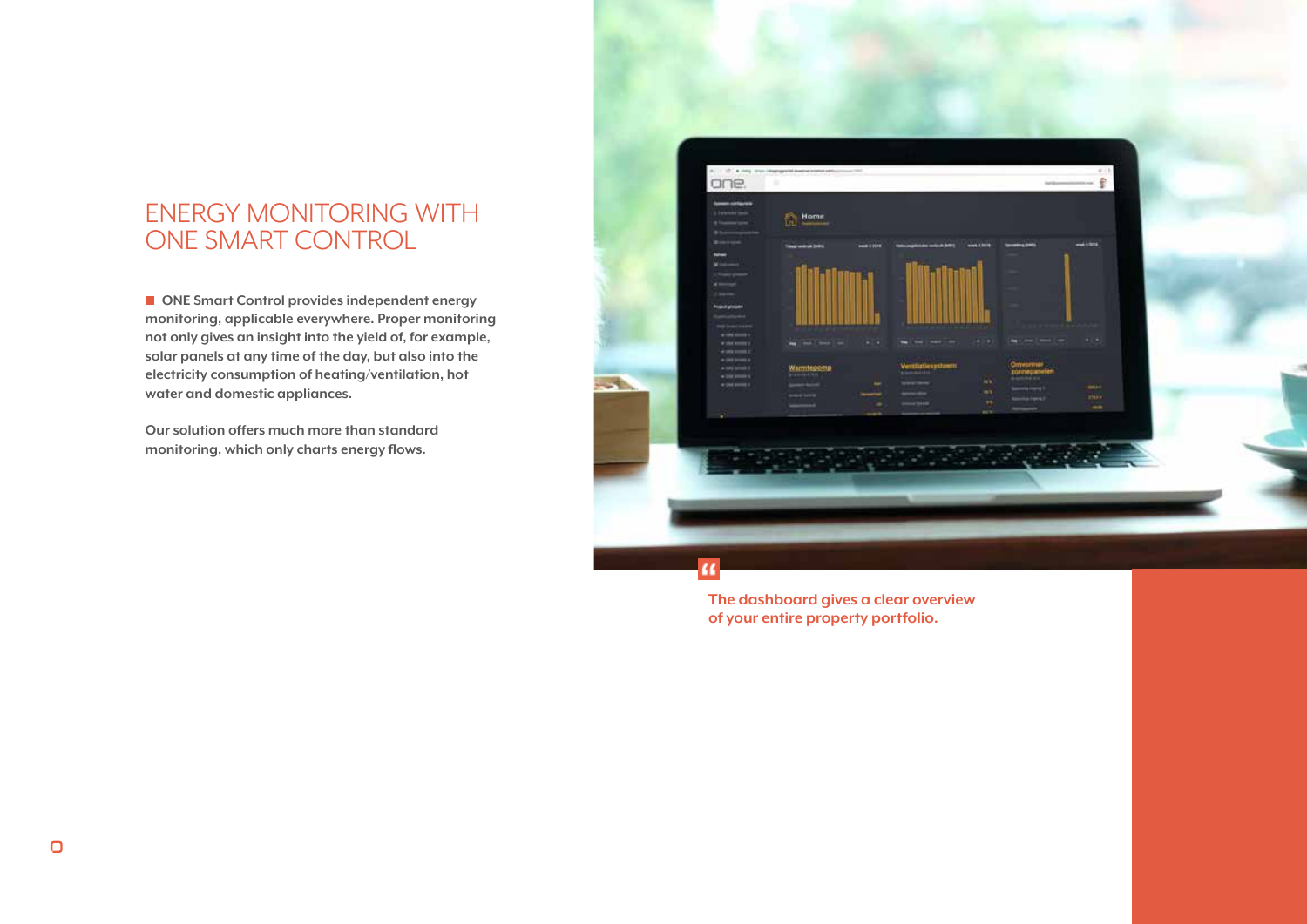# ENERGY MONITORING WITH ONE SMART CONTROL

ONE Smart Control provides independent energy monitoring, applicable everywhere. Proper monitoring not only gives an insight into the yield of, for example, solar panels at any time of the day, but also into the electricity consumption of heating/ventilation, hot water and domestic appliances.

Our solution offers much more than standard monitoring, which only charts energy flows.

> The dashboard gives a clear overview of your entire property portfolio.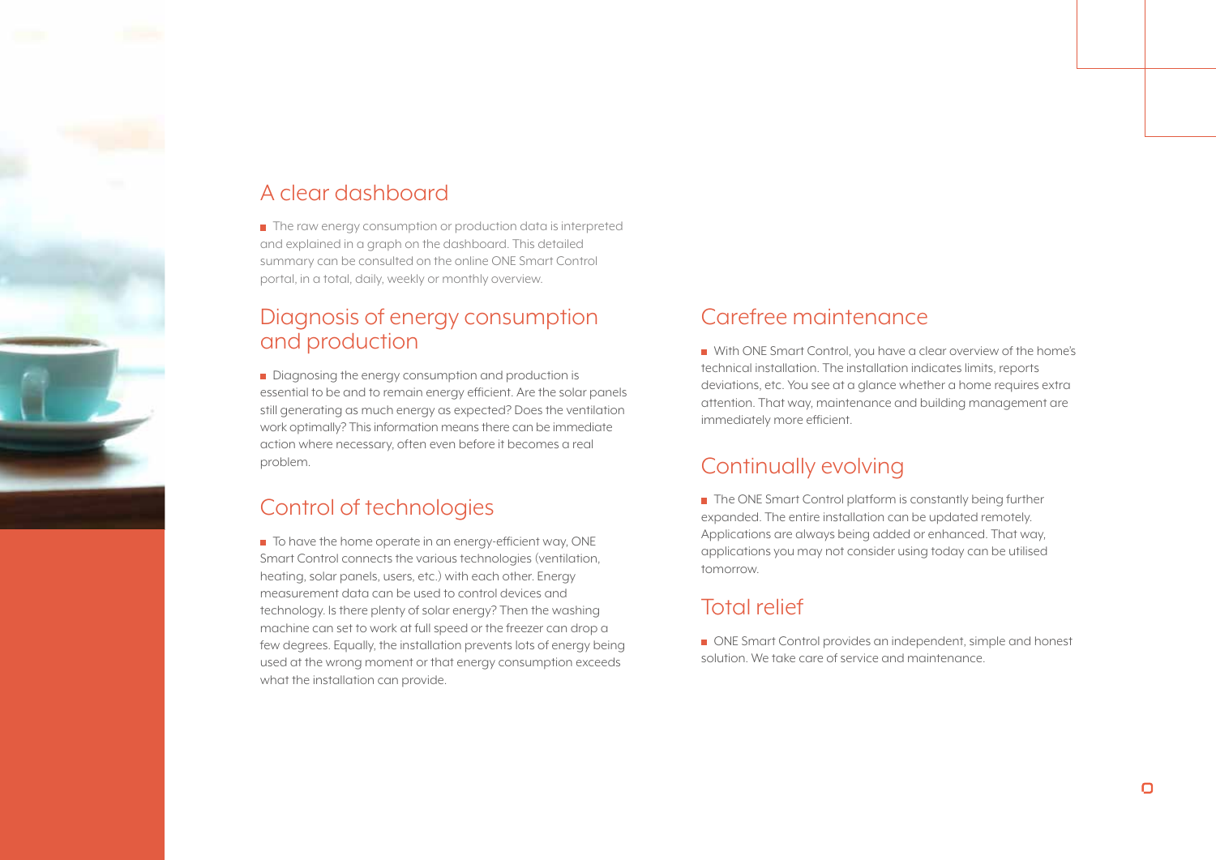## A clear dashboard

- The raw energy consumption or production data is interpreted and explained in a graph on the dashboard. This detailed summary can be consulted on the online ONE Smart Control portal, in a total, daily, weekly or monthly overview.

## Diagnosis of energy consumption and production

- Diagnosing the energy consumption and production is essential to be and to remain energy efficient. Are the solar panels still generating as much energy as expected? Does the ventilation work optimally? This information means there can be immediate action where necessary, often even before it becomes a real problem.

## Control of technologies

- To have the home operate in an energy-efficient way, ONE Smart Control connects the various technologies (ventilation, heating, solar panels, users, etc.) with each other. Energy measurement data can be used to control devices and technology. Is there plenty of solar energy? Then the washing machine can set to work at full speed or the freezer can drop a few degrees. Equally, the installation prevents lots of energy being used at the wrong moment or that energy consumption exceeds what the installation can provide.

## Carefree maintenance

- With ONE Smart Control, you have a clear overview of the home's technical installation. The installation indicates limits, reports deviations, etc. You see at a glance whether a home requires extra attention. That way, maintenance and building management are immediately more efficient.

## Continually evolving

- The ONE Smart Control platform is constantly being further expanded. The entire installation can be updated remotely. Applications are always being added or enhanced. That way, applications you may not consider using today can be utilised tomorrow.

## Total relief

- ONE Smart Control provides an independent, simple and honest solution. We take care of service and maintenance.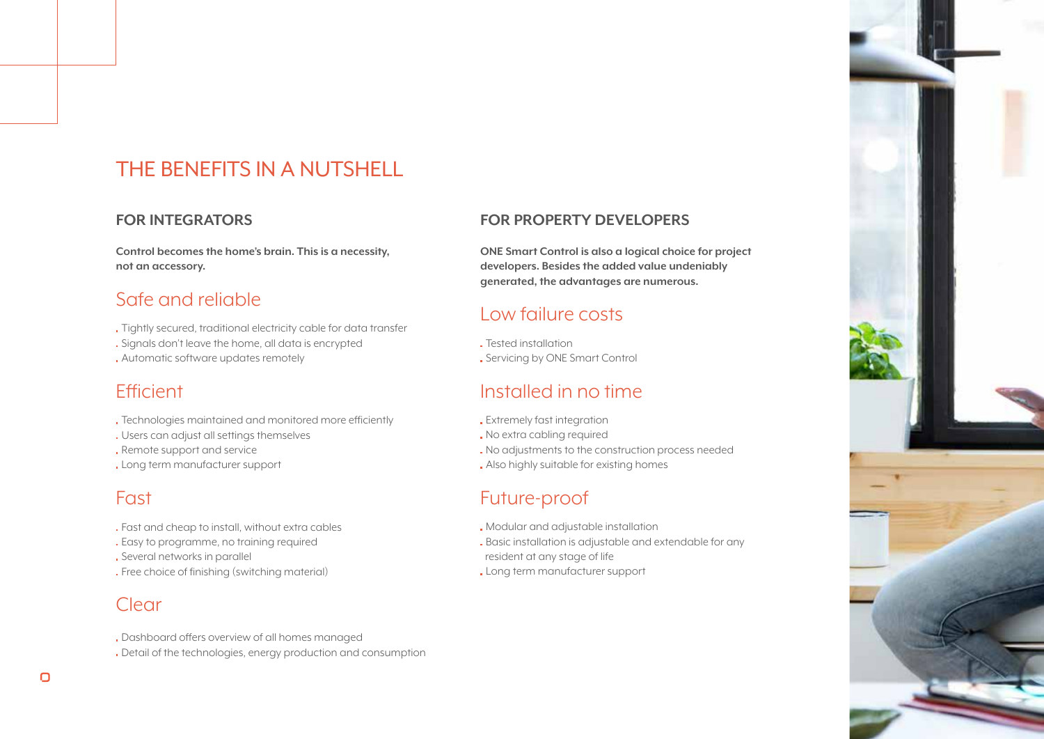# THE BENEFITS IN A NUTSHELL

## FOR INTEGRATORS

**Control becomes the home's brain. This is a necessity, not an accessory.**

### Safe and reliable

- Tightly secured, traditional electricity cable for data transfer
- Signals don't leave the home, all data is encrypted
- Automatic software updates remotely

### Efficient

- Technologies maintained and monitored more efficiently
- Users can adjust all settings themselves
- Remote support and service
- Long term manufacturer support

### Fast

- Fast and cheap to install, without extra cables
- Easy to programme, no training required
- Several networks in parallel
- Free choice of finishing (switching material)

### Clear

- Dashboard offers overview of all homes managed
- Detail of the technologies, energy production and consumption

## FOR PROPERTY DEVELOPERS

**ONE Smart Control is also a logical choice for project developers. Besides the added value undeniably generated, the advantages are numerous.**

### Low failure costs

- Tested installation
- Servicing by ONE Smart Control

### Installed in no time

- Extremely fast integration
- No extra cabling required
- No adjustments to the construction process needed
- Also highly suitable for existing homes

### Future-proof

- Modular and adjustable installation
- Basic installation is adjustable and extendable for any resident at any stage of life
- Long term manufacturer support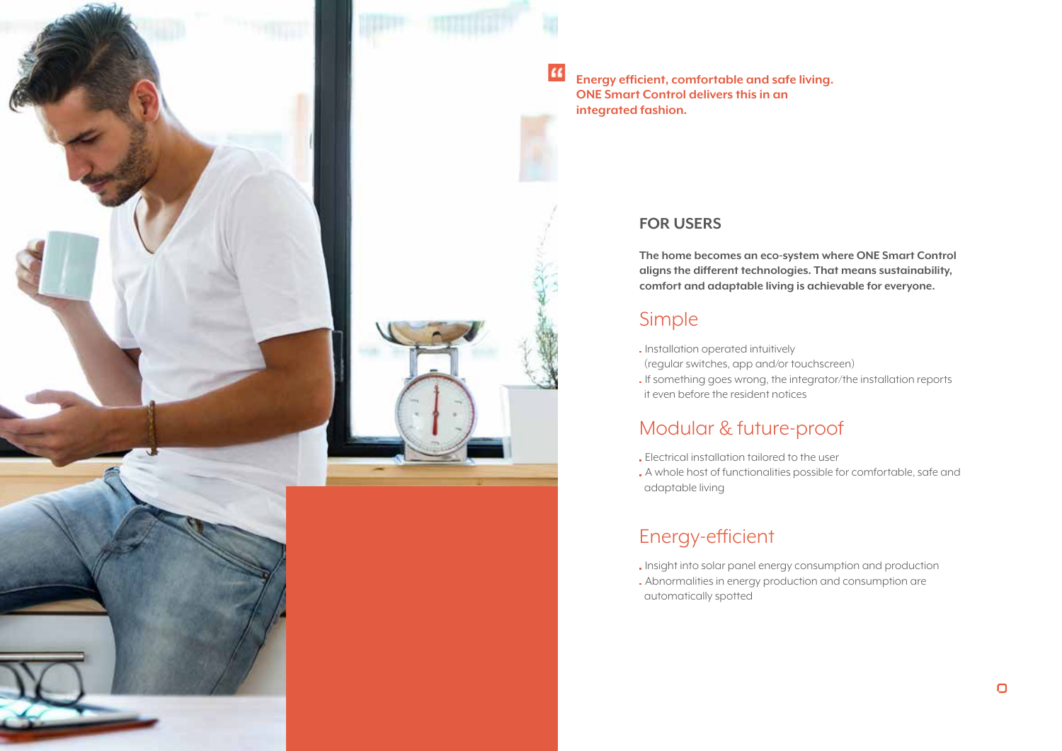> **Energy efficient, comfortable and safe living. ONE Smart Control delivers this in an integrated fashion.**

## FOR USERS

**The home becomes an eco-system where ONE Smart Control aligns the different technologies. That means sustainability, comfort and adaptable living is achievable for everyone.**

### Simple

- Installation operated intuitively (regular switches, app and/or touchscreen)
- If something goes wrong, the integrator/the installation reports it even before the resident notices

### Modular & future-proof

- Electrical installation tailored to the user
- A whole host of functionalities possible for comfortable, safe and adaptable living

### Energy-efficient

- Insight into solar panel energy consumption and production
- Abnormalities in energy production and consumption are automatically spotted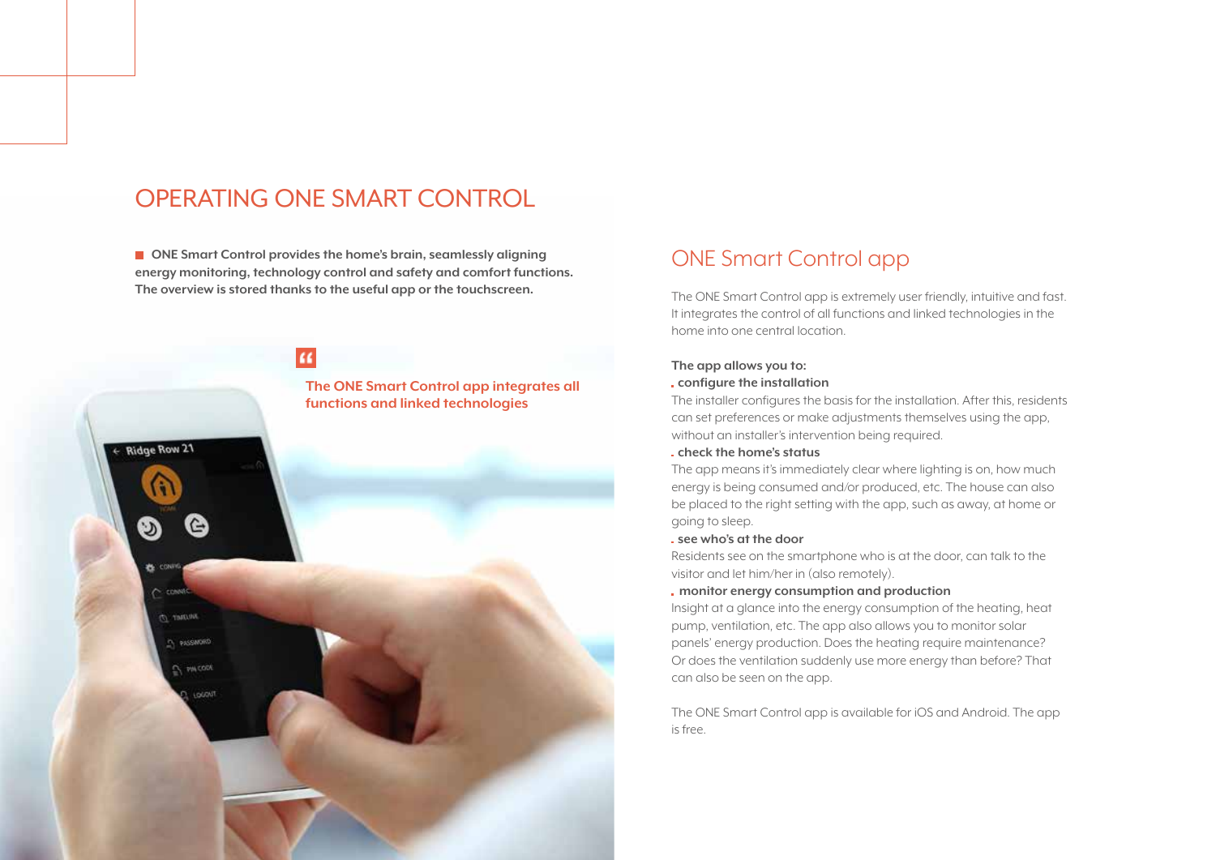# OPERATING ONE SMART CONTROL

**ONE Smart Control provides the home's brain, seamlessly aligning energy monitoring, technology control and safety and comfort functions. The overview is stored thanks to the useful app or the touchscreen.**

> **The ONE Smart Control app integrates all functions and linked technologies**

## ONE Smart Control app

The ONE Smart Control app is extremely user friendly, intuitive and fast. It integrates the control of all functions and linked technologies in the home into one central location.

**The app allows you to:**

**. configure the installation**

The installer configures the basis for the installation. After this, residents can set preferences or make adjustments themselves using the app, without an installer's intervention being required.

**. check the home's status**

The app means it's immediately clear where lighting is on, how much energy is being consumed and/or produced, etc. The house can also be placed to the right setting with the app, such as away, at home or going to sleep.

**. see who's at the door**

Residents see on the smartphone who is at the door, can talk to the visitor and let him/her in (also remotely).

**. monitor energy consumption and production**

Insight at a glance into the energy consumption of the heating, heat pump, ventilation, etc. The app also allows you to monitor solar panels' energy production. Does the heating require maintenance? Or does the ventilation suddenly use more energy than before? That can also be seen on the app.

The ONE Smart Control app is available for iOS and Android. The app is free.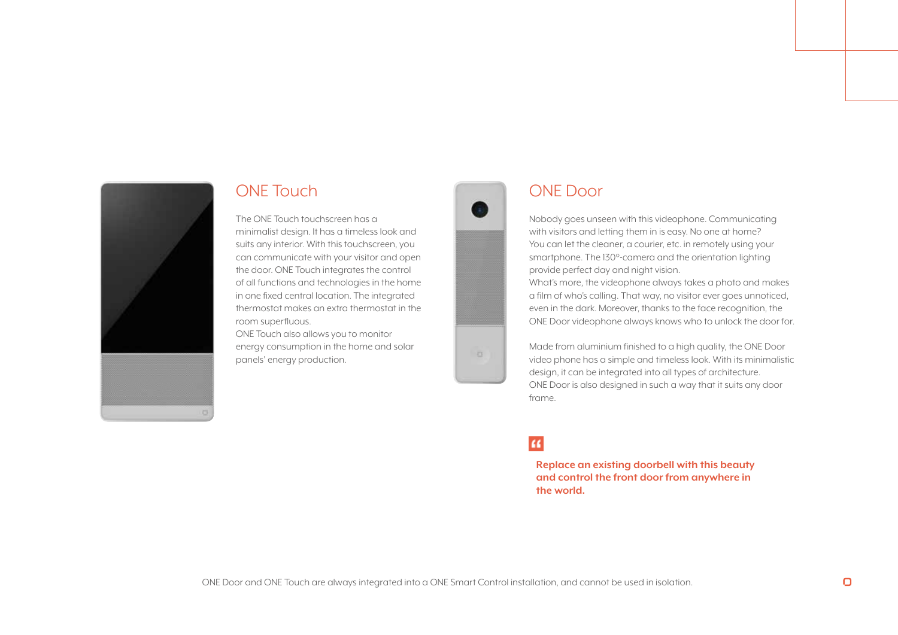## ONE Touch

The ONE Touch touchscreen has a minimalist design. It has a timeless look and suits any interior. With this touchscreen, you can communicate with your visitor and open the door. ONE Touch integrates the control of all functions and technologies in the home in one fixed central location. The integrated thermostat makes an extra thermostat in the room superfluous.
ONE Touch also allows you to monitor energy consumption in the home and solar panels' energy production.

## ONE Door

Nobody goes unseen with this videophone. Communicating with visitors and letting them in is easy. No one at home? You can let the cleaner, a courier, etc. in remotely using your smartphone. The 130°-camera and the orientation lighting provide perfect day and night vision.
What's more, the videophone always takes a photo and makes a film of who's calling. That way, no visitor ever goes unnoticed, even in the dark. Moreover, thanks to the face recognition, the ONE Door videophone always knows who to unlock the door for.

Made from aluminium finished to a high quality, the ONE Door video phone has a simple and timeless look. With its minimalistic design, it can be integrated into all types of architecture.
ONE Door is also designed in such a way that it suits any door frame.

> **Replace an existing doorbell with this beauty and control the front door from anywhere in the world.**

ONE Door and ONE Touch are always integrated into a ONE Smart Control installation, and cannot be used in isolation.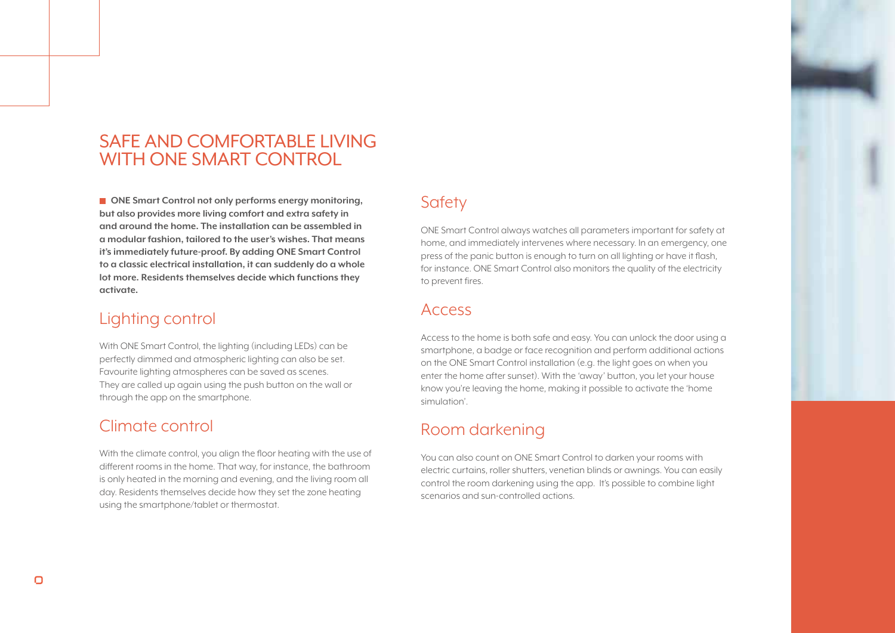# SAFE AND COMFORTABLE LIVING WITH ONE SMART CONTROL

**ONE Smart Control not only performs energy monitoring, but also provides more living comfort and extra safety in and around the home. The installation can be assembled in a modular fashion, tailored to the user's wishes. That means it's immediately future-proof. By adding ONE Smart Control to a classic electrical installation, it can suddenly do a whole lot more. Residents themselves decide which functions they activate.**

## Lighting control

With ONE Smart Control, the lighting (including LEDs) can be perfectly dimmed and atmospheric lighting can also be set. Favourite lighting atmospheres can be saved as scenes. They are called up again using the push button on the wall or through the app on the smartphone.

## Climate control

With the climate control, you align the floor heating with the use of different rooms in the home. That way, for instance, the bathroom is only heated in the morning and evening, and the living room all day. Residents themselves decide how they set the zone heating using the smartphone/tablet or thermostat.

## Safety

ONE Smart Control always watches all parameters important for safety at home, and immediately intervenes where necessary. In an emergency, one press of the panic button is enough to turn on all lighting or have it flash, for instance. ONE Smart Control also monitors the quality of the electricity to prevent fires.

## Access

Access to the home is both safe and easy. You can unlock the door using a smartphone, a badge or face recognition and perform additional actions on the ONE Smart Control installation (e.g. the light goes on when you enter the home after sunset). With the 'away' button, you let your house know you're leaving the home, making it possible to activate the 'home simulation'.

## Room darkening

You can also count on ONE Smart Control to darken your rooms with electric curtains, roller shutters, venetian blinds or awnings. You can easily control the room darkening using the app. It's possible to combine light scenarios and sun-controlled actions.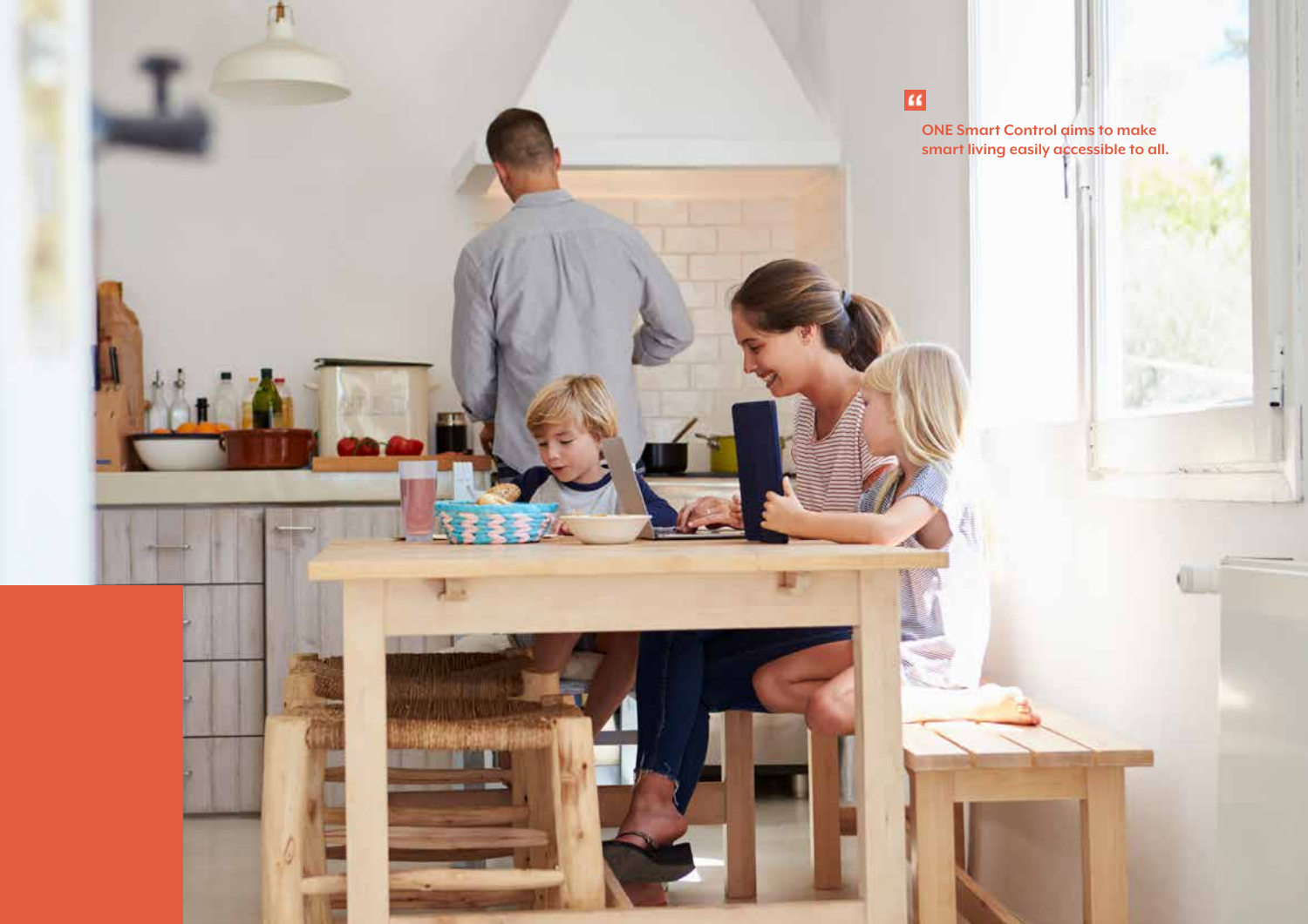"

ONE Smart Control aims to make smart living easily accessible to all.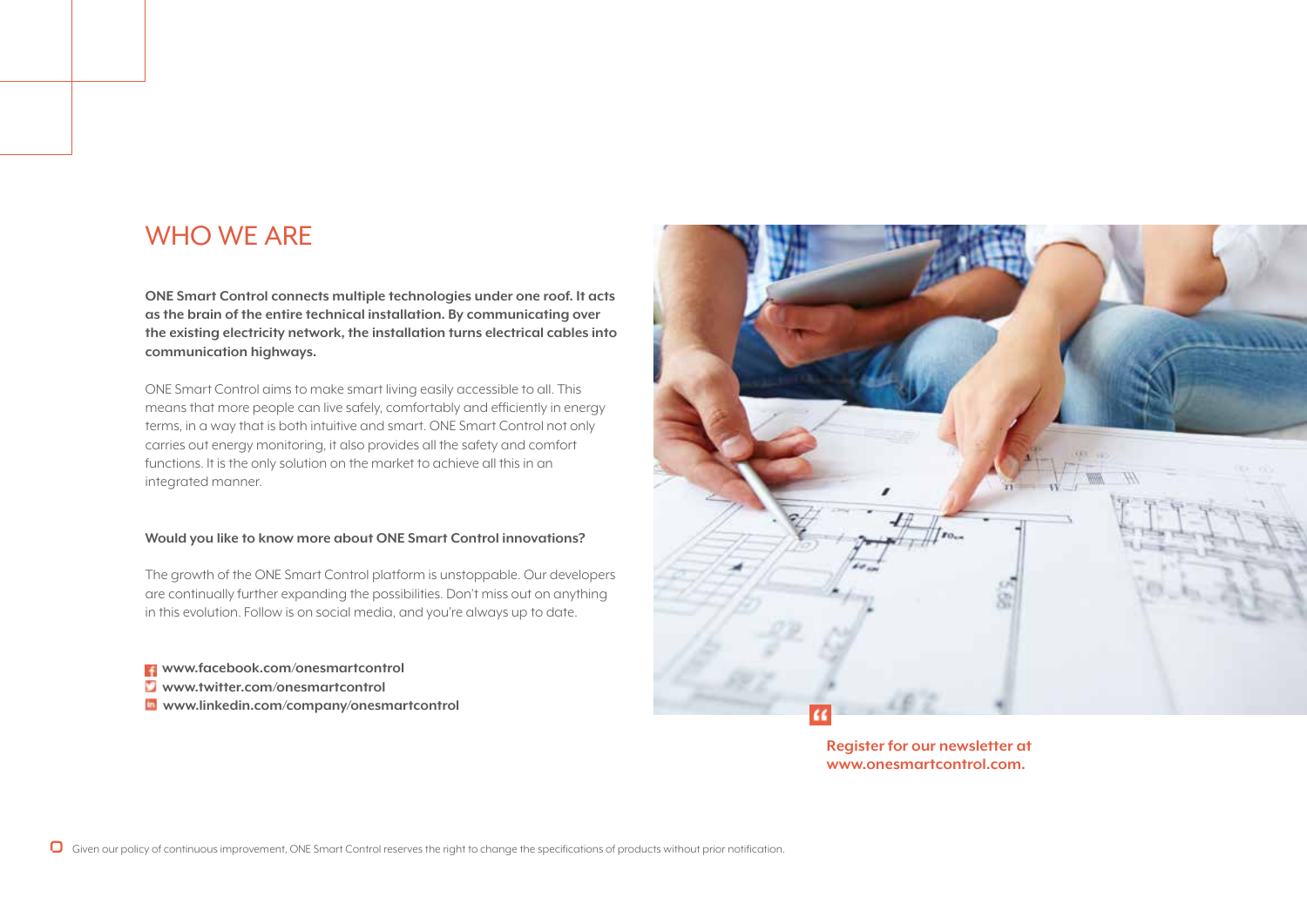# WHO WE ARE

**ONE Smart Control connects multiple technologies under one roof. It acts as the brain of the entire technical installation. By communicating over the existing electricity network, the installation turns electrical cables into communication highways.**

ONE Smart Control aims to make smart living easily accessible to all. This means that more people can live safely, comfortably and efficiently in energy terms, in a way that is both intuitive and smart. ONE Smart Control not only carries out energy monitoring, it also provides all the safety and comfort functions. It is the only solution on the market to achieve all this in an integrated manner.

**Would you like to know more about ONE Smart Control innovations?**

The growth of the ONE Smart Control platform is unstoppable. Our developers are continually further expanding the possibilities. Don't miss out on anything in this evolution. Follow is on social media, and you're always up to date.

- **www.facebook.com/onesmartcontrol**
- **www.twitter.com/onesmartcontrol**
- **www.linkedin.com/company/onesmartcontrol**

**Register for our newsletter at www.onesmartcontrol.com.**

Given our policy of continuous improvement, ONE Smart Control reserves the right to change the specifications of products without prior notification.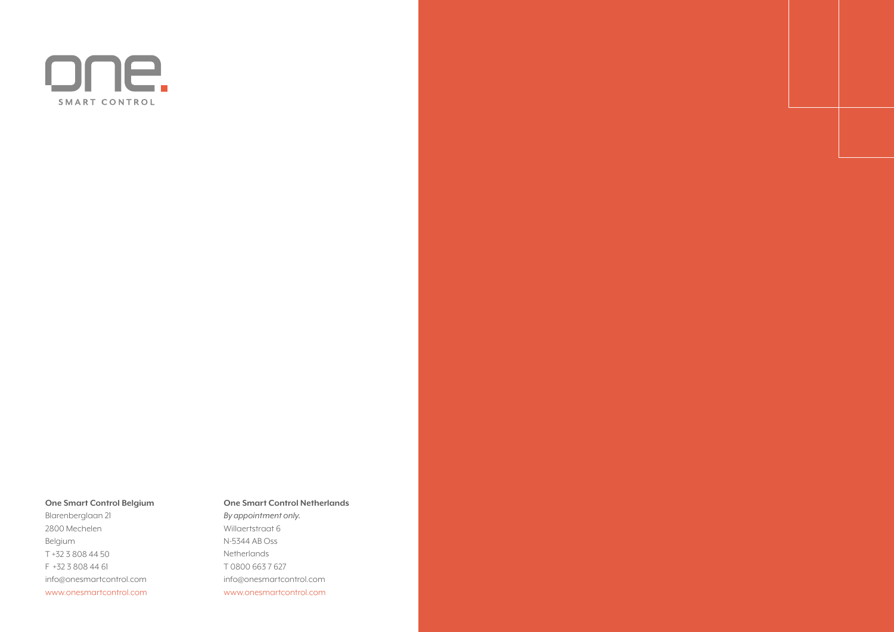one.
SMART CONTROL

**One Smart Control Belgium**
Blarenberglaan 21
2800 Mechelen
Belgium
T +32 3 808 44 50
F +32 3 808 44 61
info@onesmartcontrol.com
www.onesmartcontrol.com

**One Smart Control Netherlands**
*By appointment only.*
Willaertstraat 6
N-5344 AB Oss
Netherlands
T 0800 663 7 627
info@onesmartcontrol.com
www.onesmartcontrol.com